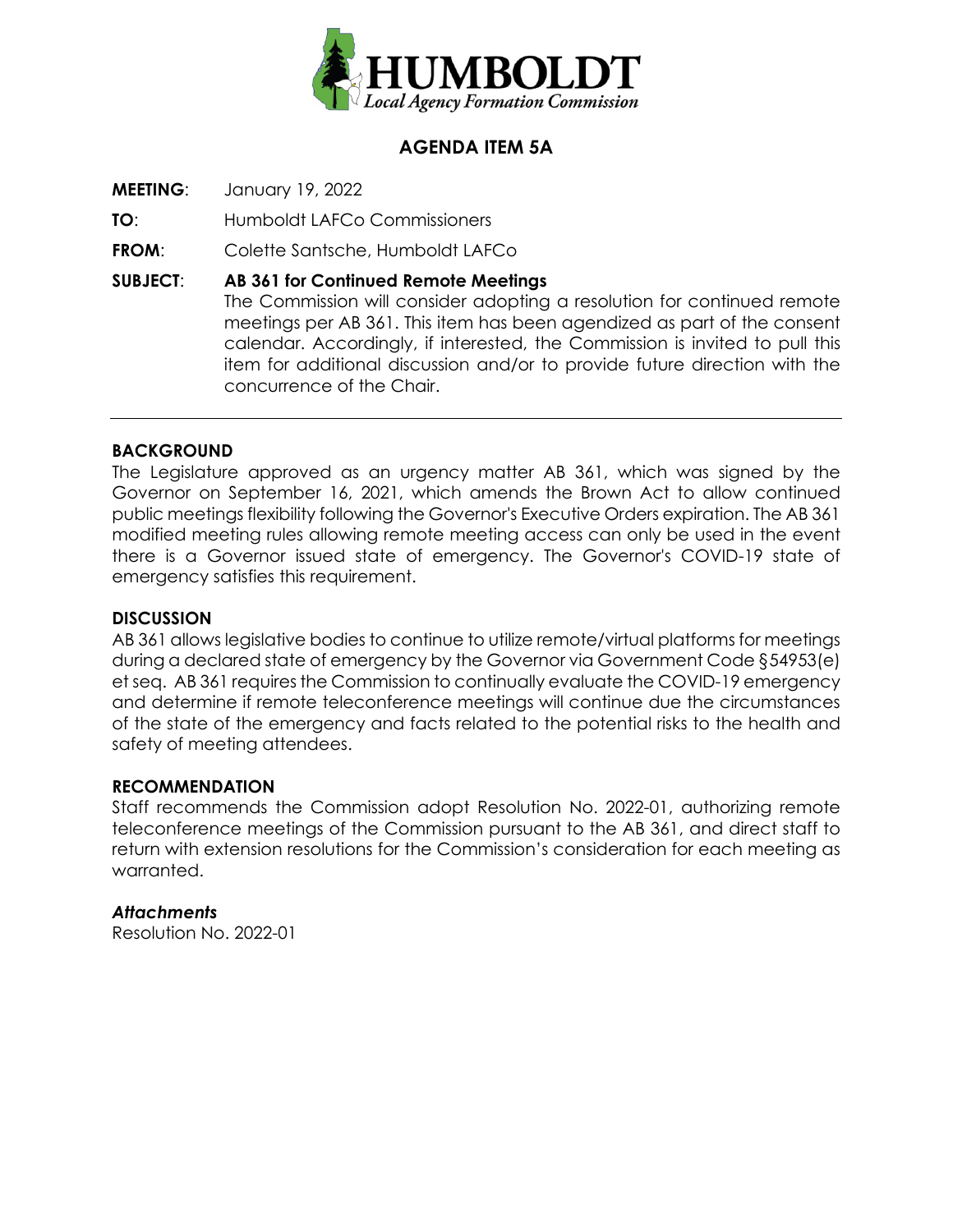**HUMBOLDT**
*Local Agency Formation Commission*

## AGENDA ITEM 5A

**MEETING**: January 19, 2022

**TO**: Humboldt LAFCo Commissioners

**FROM**: Colette Santsche, Humboldt LAFCo

**SUBJECT**: **AB 361 for Continued Remote Meetings**
The Commission will consider adopting a resolution for continued remote meetings per AB 361. This item has been agendized as part of the consent calendar. Accordingly, if interested, the Commission is invited to pull this item for additional discussion and/or to provide future direction with the concurrence of the Chair.

---

### BACKGROUND

The Legislature approved as an urgency matter AB 361, which was signed by the Governor on September 16, 2021, which amends the Brown Act to allow continued public meetings flexibility following the Governor's Executive Orders expiration. The AB 361 modified meeting rules allowing remote meeting access can only be used in the event there is a Governor issued state of emergency. The Governor's COVID-19 state of emergency satisfies this requirement.

### DISCUSSION

AB 361 allows legislative bodies to continue to utilize remote/virtual platforms for meetings during a declared state of emergency by the Governor via Government Code §54953(e) et seq. AB 361 requires the Commission to continually evaluate the COVID-19 emergency and determine if remote teleconference meetings will continue due the circumstances of the state of the emergency and facts related to the potential risks to the health and safety of meeting attendees.

### RECOMMENDATION

Staff recommends the Commission adopt Resolution No. 2022-01, authorizing remote teleconference meetings of the Commission pursuant to the AB 361, and direct staff to return with extension resolutions for the Commission's consideration for each meeting as warranted.

***Attachments***
Resolution No. 2022-01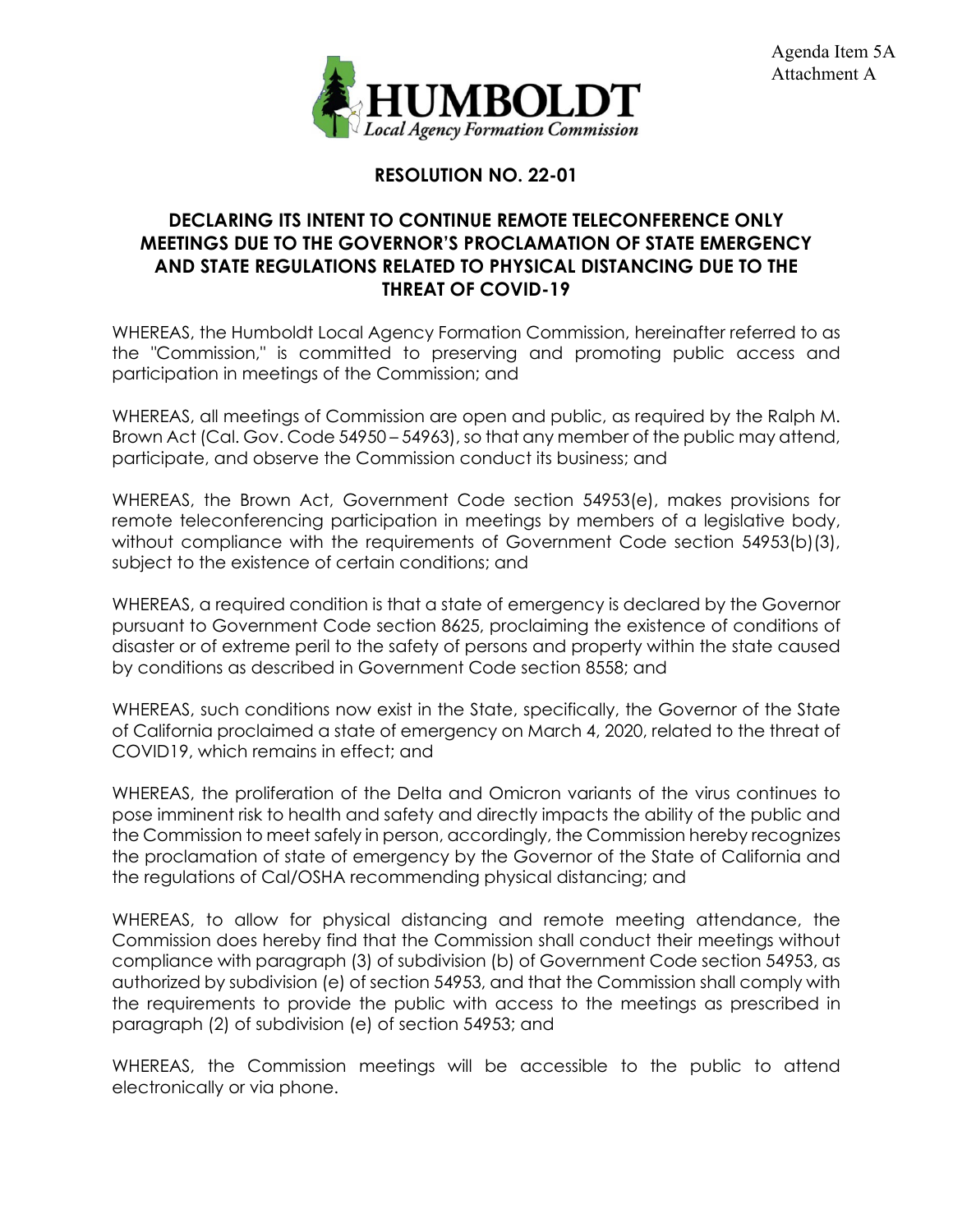Agenda Item 5A
Attachment A

**HUMBOLDT**
*Local Agency Formation Commission*

## RESOLUTION NO. 22-01

## DECLARING ITS INTENT TO CONTINUE REMOTE TELECONFERENCE ONLY MEETINGS DUE TO THE GOVERNOR'S PROCLAMATION OF STATE EMERGENCY AND STATE REGULATIONS RELATED TO PHYSICAL DISTANCING DUE TO THE THREAT OF COVID-19

WHEREAS, the Humboldt Local Agency Formation Commission, hereinafter referred to as the "Commission," is committed to preserving and promoting public access and participation in meetings of the Commission; and

WHEREAS, all meetings of Commission are open and public, as required by the Ralph M. Brown Act (Cal. Gov. Code 54950 – 54963), so that any member of the public may attend, participate, and observe the Commission conduct its business; and

WHEREAS, the Brown Act, Government Code section 54953(e), makes provisions for remote teleconferencing participation in meetings by members of a legislative body, without compliance with the requirements of Government Code section 54953(b)(3), subject to the existence of certain conditions; and

WHEREAS, a required condition is that a state of emergency is declared by the Governor pursuant to Government Code section 8625, proclaiming the existence of conditions of disaster or of extreme peril to the safety of persons and property within the state caused by conditions as described in Government Code section 8558; and

WHEREAS, such conditions now exist in the State, specifically, the Governor of the State of California proclaimed a state of emergency on March 4, 2020, related to the threat of COVID19, which remains in effect; and

WHEREAS, the proliferation of the Delta and Omicron variants of the virus continues to pose imminent risk to health and safety and directly impacts the ability of the public and the Commission to meet safely in person, accordingly, the Commission hereby recognizes the proclamation of state of emergency by the Governor of the State of California and the regulations of Cal/OSHA recommending physical distancing; and

WHEREAS, to allow for physical distancing and remote meeting attendance, the Commission does hereby find that the Commission shall conduct their meetings without compliance with paragraph (3) of subdivision (b) of Government Code section 54953, as authorized by subdivision (e) of section 54953, and that the Commission shall comply with the requirements to provide the public with access to the meetings as prescribed in paragraph (2) of subdivision (e) of section 54953; and

WHEREAS, the Commission meetings will be accessible to the public to attend electronically or via phone.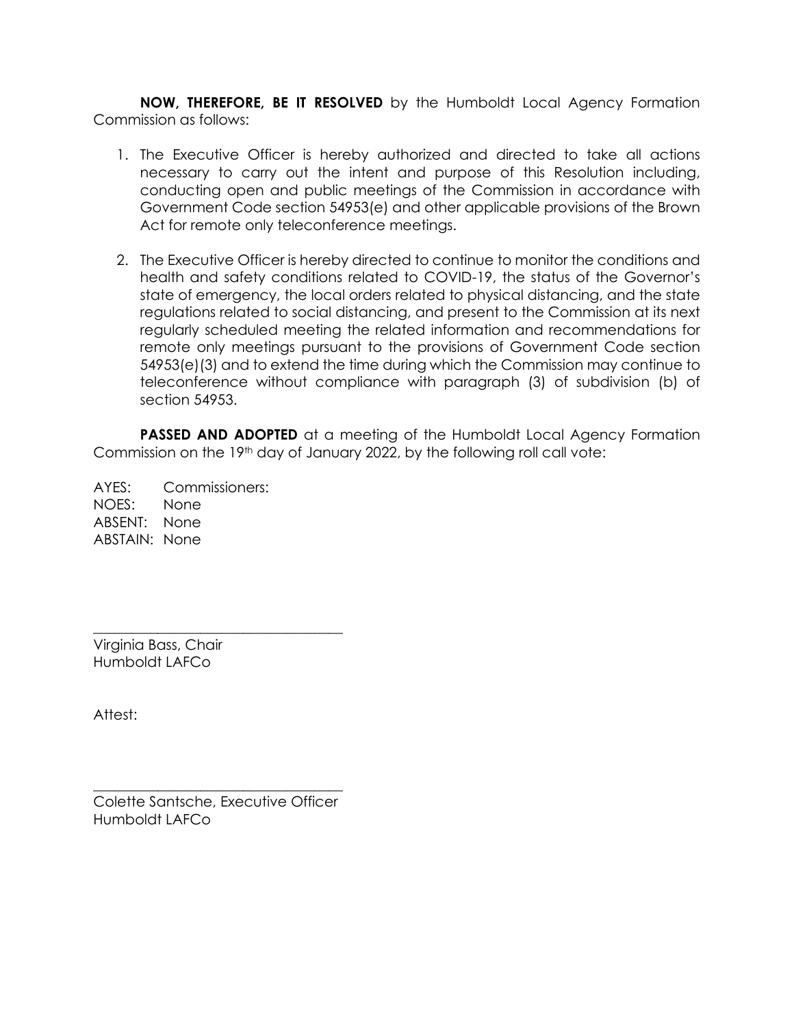**NOW, THEREFORE, BE IT RESOLVED** by the Humboldt Local Agency Formation Commission as follows:

1. The Executive Officer is hereby authorized and directed to take all actions necessary to carry out the intent and purpose of this Resolution including, conducting open and public meetings of the Commission in accordance with Government Code section 54953(e) and other applicable provisions of the Brown Act for remote only teleconference meetings.

2. The Executive Officer is hereby directed to continue to monitor the conditions and health and safety conditions related to COVID-19, the status of the Governor's state of emergency, the local orders related to physical distancing, and the state regulations related to social distancing, and present to the Commission at its next regularly scheduled meeting the related information and recommendations for remote only meetings pursuant to the provisions of Government Code section 54953(e)(3) and to extend the time during which the Commission may continue to teleconference without compliance with paragraph (3) of subdivision (b) of section 54953.

**PASSED AND ADOPTED** at a meeting of the Humboldt Local Agency Formation Commission on the 19th day of January 2022, by the following roll call vote:

AYES: Commissioners:
NOES: None
ABSENT: None
ABSTAIN: None

\_\_\_\_\_\_\_\_\_\_\_\_\_\_\_\_\_\_\_\_\_\_\_\_\_\_\_\_\_\_\_\_\_\_
Virginia Bass, Chair
Humboldt LAFCo

Attest:

\_\_\_\_\_\_\_\_\_\_\_\_\_\_\_\_\_\_\_\_\_\_\_\_\_\_\_\_\_\_\_\_\_\_
Colette Santsche, Executive Officer
Humboldt LAFCo